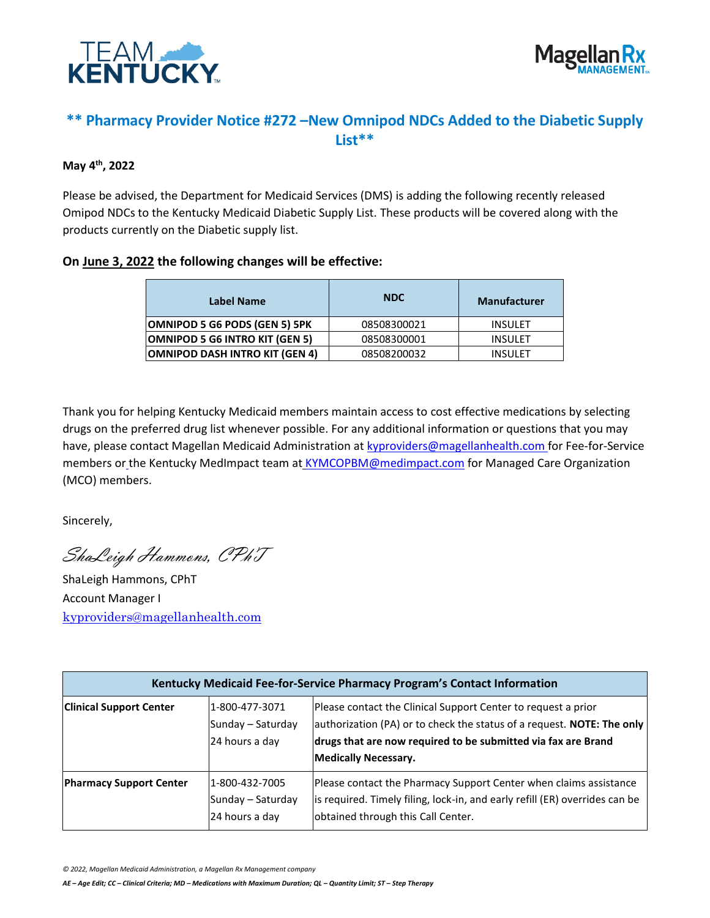TEAM KENTUCKY

Magellan Rx MANAGEMENT

# ** Pharmacy Provider Notice #272 –New Omnipod NDCs Added to the Diabetic Supply List**

**May 4th, 2022**

Please be advised, the Department for Medicaid Services (DMS) is adding the following recently released Omipod NDCs to the Kentucky Medicaid Diabetic Supply List. These products will be covered along with the products currently on the Diabetic supply list.

### On June 3, 2022 the following changes will be effective:

| Label Name | NDC | Manufacturer |
|---|---|---|
| **OMNIPOD 5 G6 PODS (GEN 5) 5PK** | 08508300021 | INSULET |
| **OMNIPOD 5 G6 INTRO KIT (GEN 5)** | 08508300001 | INSULET |
| **OMNIPOD DASH INTRO KIT (GEN 4)** | 08508200032 | INSULET |

Thank you for helping Kentucky Medicaid members maintain access to cost effective medications by selecting drugs on the preferred drug list whenever possible. For any additional information or questions that you may have, please contact Magellan Medicaid Administration at kyproviders@magellanhealth.com for Fee-for-Service members or the Kentucky MedImpact team at KYMCOPBM@medimpact.com for Managed Care Organization (MCO) members.

Sincerely,

*ShaLeigh Hammons, CPhT*

ShaLeigh Hammons, CPhT
Account Manager I
kyproviders@magellanhealth.com

| Kentucky Medicaid Fee-for-Service Pharmacy Program's Contact Information | | |
|---|---|---|
| **Clinical Support Center** | 1-800-477-3071<br>Sunday – Saturday<br>24 hours a day | Please contact the Clinical Support Center to request a prior authorization (PA) or to check the status of a request. **NOTE: The only drugs that are now required to be submitted via fax are Brand Medically Necessary.** |
| **Pharmacy Support Center** | 1-800-432-7005<br>Sunday – Saturday<br>24 hours a day | Please contact the Pharmacy Support Center when claims assistance is required. Timely filing, lock-in, and early refill (ER) overrides can be obtained through this Call Center. |

*© 2022, Magellan Medicaid Administration, a Magellan Rx Management company*

***AE – Age Edit; CC – Clinical Criteria; MD – Medications with Maximum Duration; QL – Quantity Limit; ST – Step Therapy***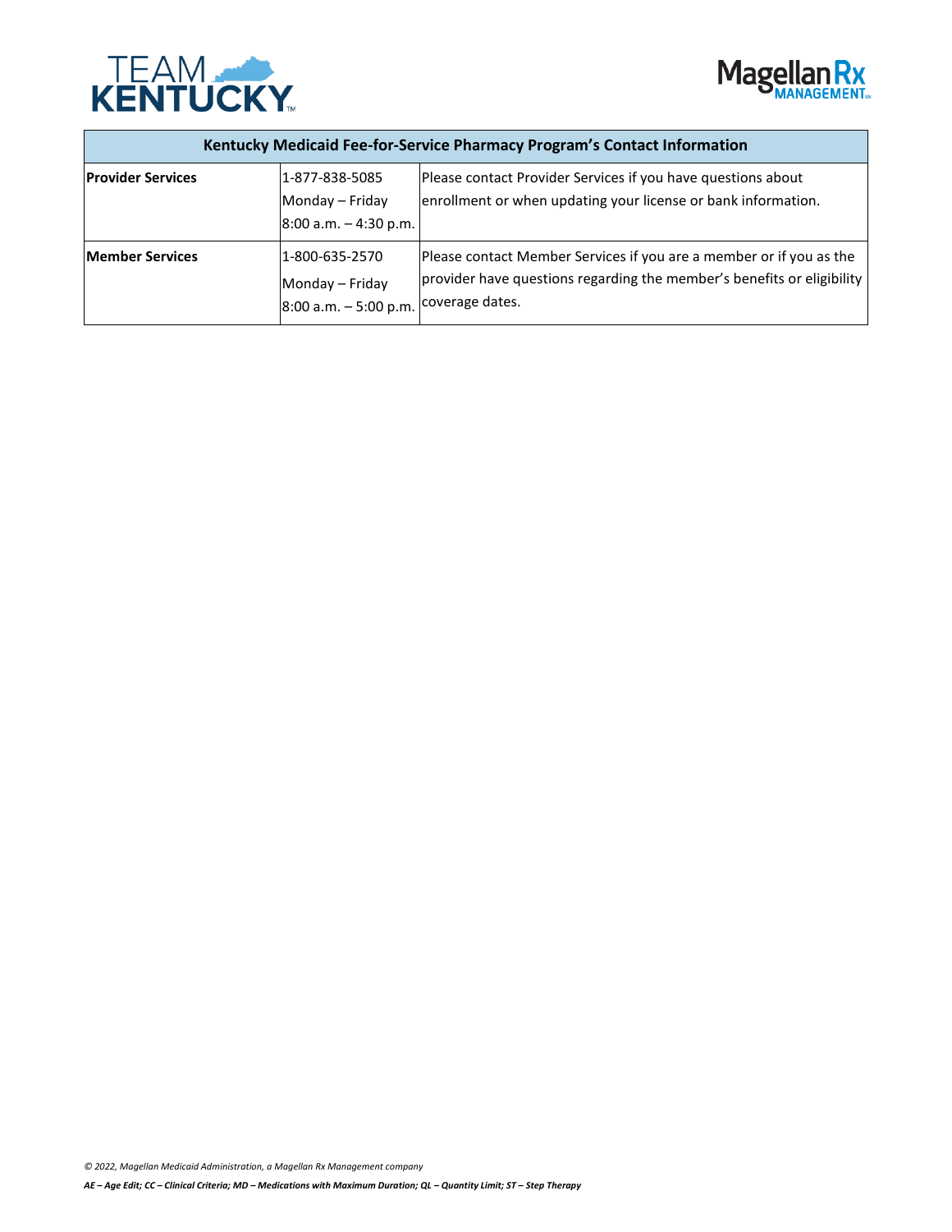| Kentucky Medicaid Fee-for-Service Pharmacy Program's Contact Information | | |
|---|---|---|
| **Provider Services** | 1-877-838-5085<br>Monday – Friday<br>8:00 a.m. – 4:30 p.m. | Please contact Provider Services if you have questions about enrollment or when updating your license or bank information. |
| **Member Services** | 1-800-635-2570<br>Monday – Friday<br>8:00 a.m. – 5:00 p.m. | Please contact Member Services if you are a member or if you as the provider have questions regarding the member's benefits or eligibility coverage dates. |

*© 2022, Magellan Medicaid Administration, a Magellan Rx Management company*

***AE – Age Edit; CC – Clinical Criteria; MD – Medications with Maximum Duration; QL – Quantity Limit; ST – Step Therapy***